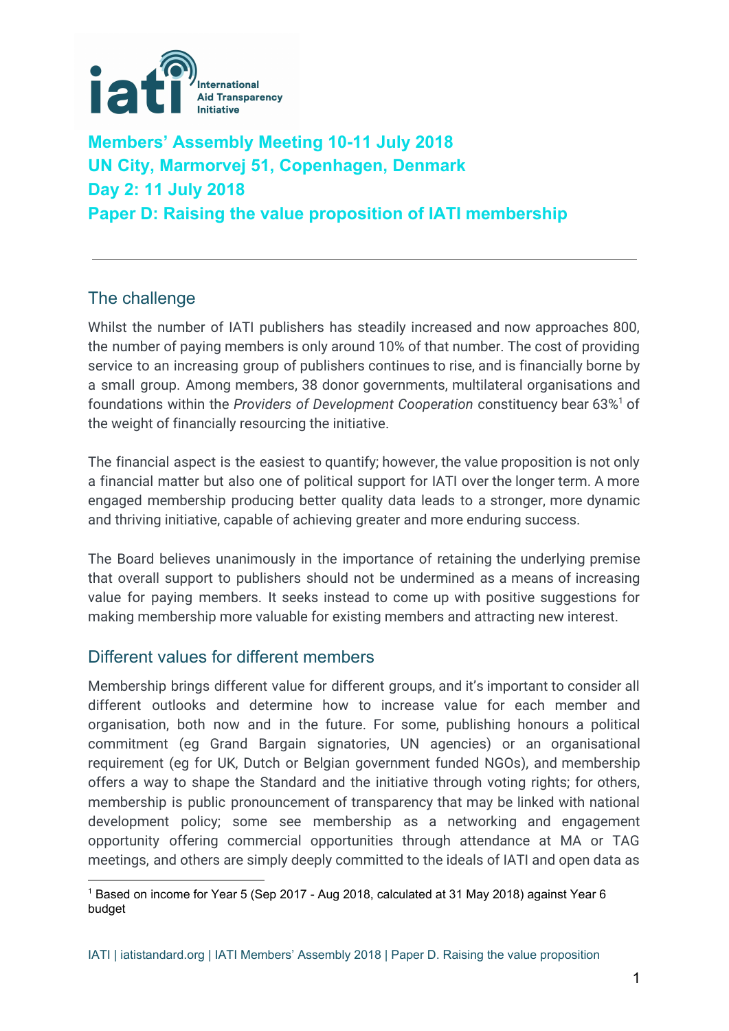**Members' Assembly Meeting 10-11 July 2018**
**UN City, Marmorvej 51, Copenhagen, Denmark**
**Day 2: 11 July 2018**
**Paper D: Raising the value proposition of IATI membership**

---

## The challenge

Whilst the number of IATI publishers has steadily increased and now approaches 800, the number of paying members is only around 10% of that number. The cost of providing service to an increasing group of publishers continues to rise, and is financially borne by a small group. Among members, 38 donor governments, multilateral organisations and foundations within the *Providers of Development Cooperation* constituency bear 63%[1] of the weight of financially resourcing the initiative.

The financial aspect is the easiest to quantify; however, the value proposition is not only a financial matter but also one of political support for IATI over the longer term. A more engaged membership producing better quality data leads to a stronger, more dynamic and thriving initiative, capable of achieving greater and more enduring success.

The Board believes unanimously in the importance of retaining the underlying premise that overall support to publishers should not be undermined as a means of increasing value for paying members. It seeks instead to come up with positive suggestions for making membership more valuable for existing members and attracting new interest.

## Different values for different members

Membership brings different value for different groups, and it's important to consider all different outlooks and determine how to increase value for each member and organisation, both now and in the future. For some, publishing honours a political commitment (eg Grand Bargain signatories, UN agencies) or an organisational requirement (eg for UK, Dutch or Belgian government funded NGOs), and membership offers a way to shape the Standard and the initiative through voting rights; for others, membership is public pronouncement of transparency that may be linked with national development policy; some see membership as a networking and engagement opportunity offering commercial opportunities through attendance at MA or TAG meetings, and others are simply deeply committed to the ideals of IATI and open data as

[1] Based on income for Year 5 (Sep 2017 - Aug 2018, calculated at 31 May 2018) against Year 6 budget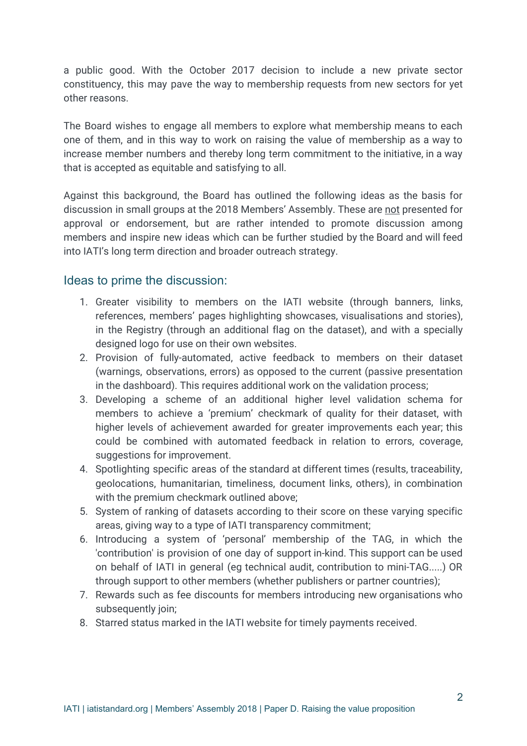a public good. With the October 2017 decision to include a new private sector constituency, this may pave the way to membership requests from new sectors for yet other reasons.

The Board wishes to engage all members to explore what membership means to each one of them, and in this way to work on raising the value of membership as a way to increase member numbers and thereby long term commitment to the initiative, in a way that is accepted as equitable and satisfying to all.

Against this background, the Board has outlined the following ideas as the basis for discussion in small groups at the 2018 Members' Assembly. These are <u>not</u> presented for approval or endorsement, but are rather intended to promote discussion among members and inspire new ideas which can be further studied by the Board and will feed into IATI's long term direction and broader outreach strategy.

## Ideas to prime the discussion:

1. Greater visibility to members on the IATI website (through banners, links, references, members' pages highlighting showcases, visualisations and stories), in the Registry (through an additional flag on the dataset), and with a specially designed logo for use on their own websites.
2. Provision of fully-automated, active feedback to members on their dataset (warnings, observations, errors) as opposed to the current (passive presentation in the dashboard). This requires additional work on the validation process;
3. Developing a scheme of an additional higher level validation schema for members to achieve a 'premium' checkmark of quality for their dataset, with higher levels of achievement awarded for greater improvements each year; this could be combined with automated feedback in relation to errors, coverage, suggestions for improvement.
4. Spotlighting specific areas of the standard at different times (results, traceability, geolocations, humanitarian, timeliness, document links, others), in combination with the premium checkmark outlined above;
5. System of ranking of datasets according to their score on these varying specific areas, giving way to a type of IATI transparency commitment;
6. Introducing a system of 'personal' membership of the TAG, in which the 'contribution' is provision of one day of support in-kind. This support can be used on behalf of IATI in general (eg technical audit, contribution to mini-TAG.....) OR through support to other members (whether publishers or partner countries);
7. Rewards such as fee discounts for members introducing new organisations who subsequently join;
8. Starred status marked in the IATI website for timely payments received.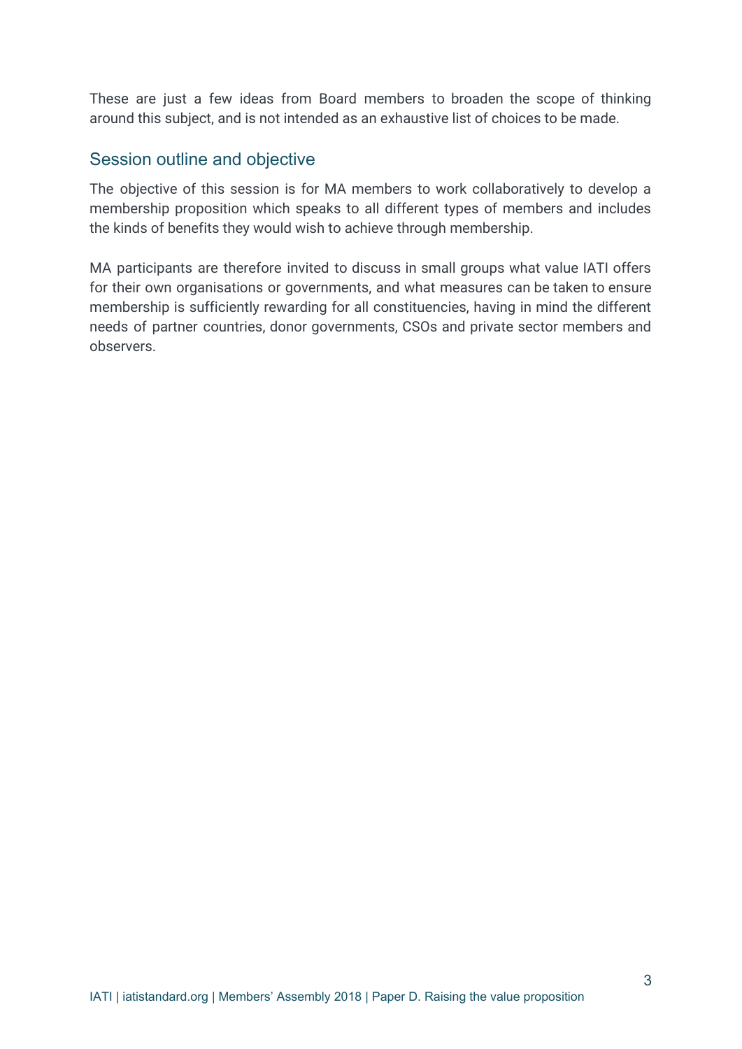These are just a few ideas from Board members to broaden the scope of thinking around this subject, and is not intended as an exhaustive list of choices to be made.

## Session outline and objective

The objective of this session is for MA members to work collaboratively to develop a membership proposition which speaks to all different types of members and includes the kinds of benefits they would wish to achieve through membership.

MA participants are therefore invited to discuss in small groups what value IATI offers for their own organisations or governments, and what measures can be taken to ensure membership is sufficiently rewarding for all constituencies, having in mind the different needs of partner countries, donor governments, CSOs and private sector members and observers.